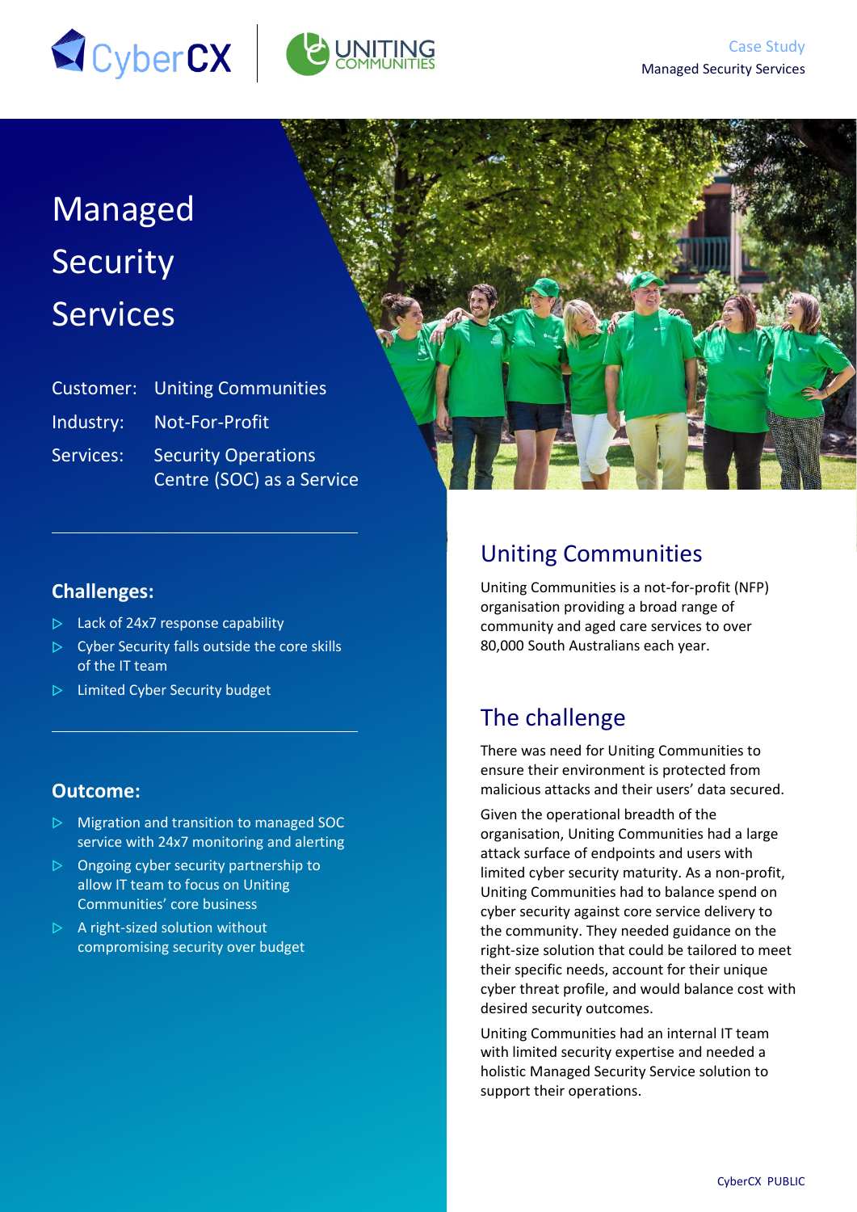Case Study
Managed Security Services

# Managed Security Services

Customer: Uniting Communities
Industry: Not-For-Profit
Services: Security Operations Centre (SOC) as a Service

### Challenges:

- Lack of 24x7 response capability
- Cyber Security falls outside the core skills of the IT team
- Limited Cyber Security budget

### Outcome:

- Migration and transition to managed SOC service with 24x7 monitoring and alerting
- Ongoing cyber security partnership to allow IT team to focus on Uniting Communities' core business
- A right-sized solution without compromising security over budget

## Uniting Communities

Uniting Communities is a not-for-profit (NFP) organisation providing a broad range of community and aged care services to over 80,000 South Australians each year.

## The challenge

There was need for Uniting Communities to ensure their environment is protected from malicious attacks and their users' data secured.

Given the operational breadth of the organisation, Uniting Communities had a large attack surface of endpoints and users with limited cyber security maturity. As a non-profit, Uniting Communities had to balance spend on cyber security against core service delivery to the community. They needed guidance on the right-size solution that could be tailored to meet their specific needs, account for their unique cyber threat profile, and would balance cost with desired security outcomes.

Uniting Communities had an internal IT team with limited security expertise and needed a holistic Managed Security Service solution to support their operations.

CyberCX PUBLIC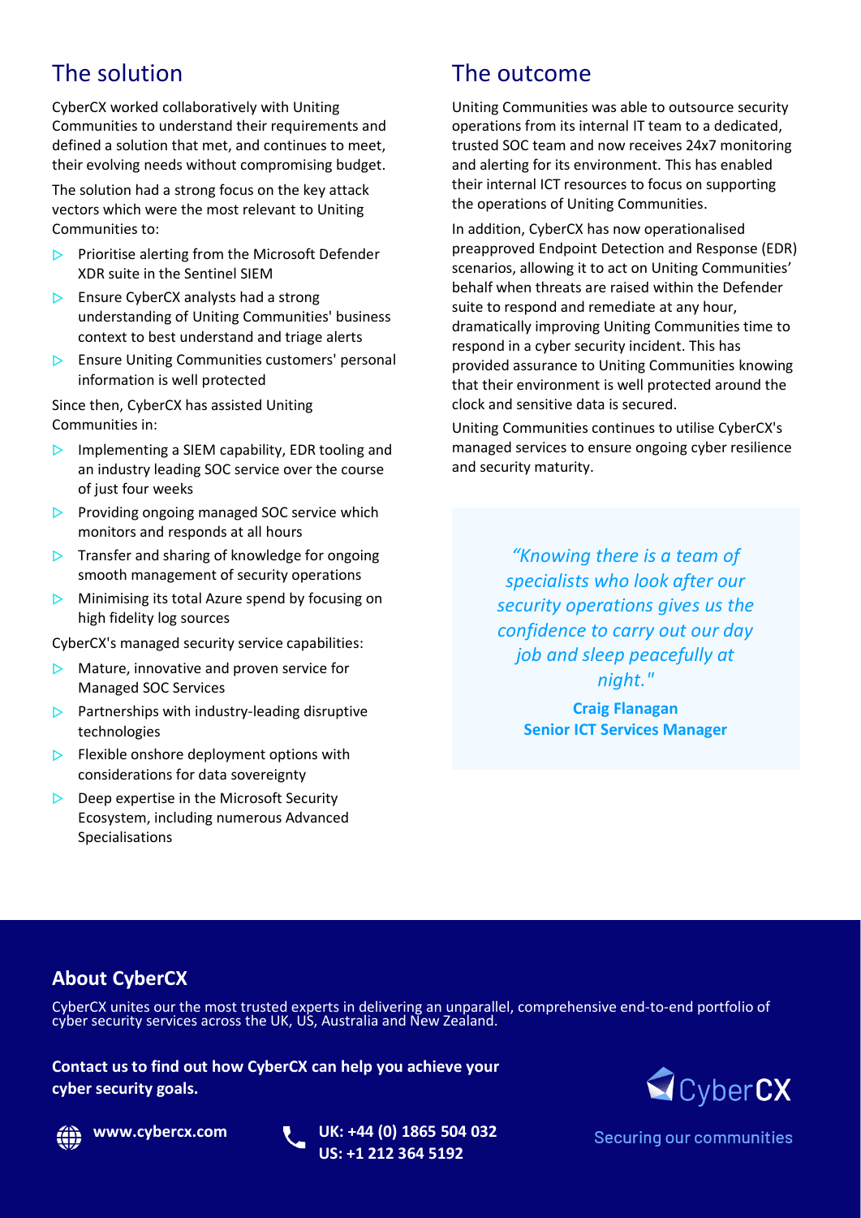## The solution

CyberCX worked collaboratively with Uniting Communities to understand their requirements and defined a solution that met, and continues to meet, their evolving needs without compromising budget.

The solution had a strong focus on the key attack vectors which were the most relevant to Uniting Communities to:

- Prioritise alerting from the Microsoft Defender XDR suite in the Sentinel SIEM
- Ensure CyberCX analysts had a strong understanding of Uniting Communities' business context to best understand and triage alerts
- Ensure Uniting Communities customers' personal information is well protected

Since then, CyberCX has assisted Uniting Communities in:

- Implementing a SIEM capability, EDR tooling and an industry leading SOC service over the course of just four weeks
- Providing ongoing managed SOC service which monitors and responds at all hours
- Transfer and sharing of knowledge for ongoing smooth management of security operations
- Minimising its total Azure spend by focusing on high fidelity log sources

CyberCX's managed security service capabilities:

- Mature, innovative and proven service for Managed SOC Services
- Partnerships with industry-leading disruptive technologies
- Flexible onshore deployment options with considerations for data sovereignty
- Deep expertise in the Microsoft Security Ecosystem, including numerous Advanced Specialisations

## The outcome

Uniting Communities was able to outsource security operations from its internal IT team to a dedicated, trusted SOC team and now receives 24x7 monitoring and alerting for its environment. This has enabled their internal ICT resources to focus on supporting the operations of Uniting Communities.

In addition, CyberCX has now operationalised preapproved Endpoint Detection and Response (EDR) scenarios, allowing it to act on Uniting Communities' behalf when threats are raised within the Defender suite to respond and remediate at any hour, dramatically improving Uniting Communities time to respond in a cyber security incident. This has provided assurance to Uniting Communities knowing that their environment is well protected around the clock and sensitive data is secured.

Uniting Communities continues to utilise CyberCX's managed services to ensure ongoing cyber resilience and security maturity.

> *"Knowing there is a team of specialists who look after our security operations gives us the confidence to carry out our day job and sleep peacefully at night."*
>
> **Craig Flanagan**
> **Senior ICT Services Manager**

### About CyberCX

CyberCX unites our the most trusted experts in delivering an unparallel, comprehensive end-to-end portfolio of cyber security services across the UK, US, Australia and New Zealand.

**Contact us to find out how CyberCX can help you achieve your cyber security goals.**

**www.cybercx.com**

**UK: +44 (0) 1865 504 032**
**US: +1 212 364 5192**

CyberCX

Securing our communities